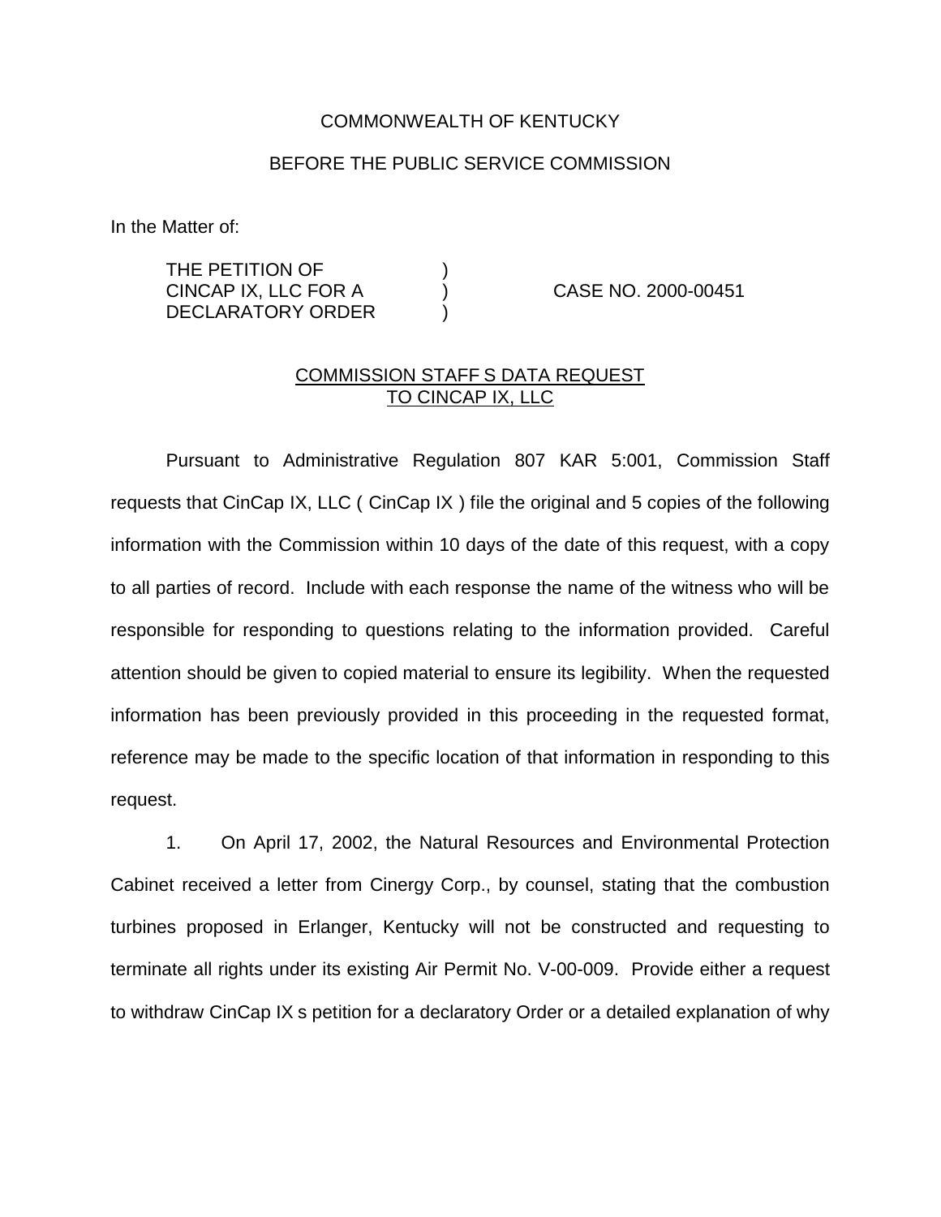COMMONWEALTH OF KENTUCKY

BEFORE THE PUBLIC SERVICE COMMISSION

In the Matter of:

| | | |
|---|---|---|
| THE PETITION OF CINCAP IX, LLC FOR A DECLARATORY ORDER | ) ) ) | CASE NO. 2000-00451 |

COMMISSION STAFF S DATA REQUEST TO CINCAP IX, LLC

Pursuant to Administrative Regulation 807 KAR 5:001, Commission Staff requests that CinCap IX, LLC ( CinCap IX ) file the original and 5 copies of the following information with the Commission within 10 days of the date of this request, with a copy to all parties of record. Include with each response the name of the witness who will be responsible for responding to questions relating to the information provided. Careful attention should be given to copied material to ensure its legibility. When the requested information has been previously provided in this proceeding in the requested format, reference may be made to the specific location of that information in responding to this request.

1. On April 17, 2002, the Natural Resources and Environmental Protection Cabinet received a letter from Cinergy Corp., by counsel, stating that the combustion turbines proposed in Erlanger, Kentucky will not be constructed and requesting to terminate all rights under its existing Air Permit No. V-00-009. Provide either a request to withdraw CinCap IX s petition for a declaratory Order or a detailed explanation of why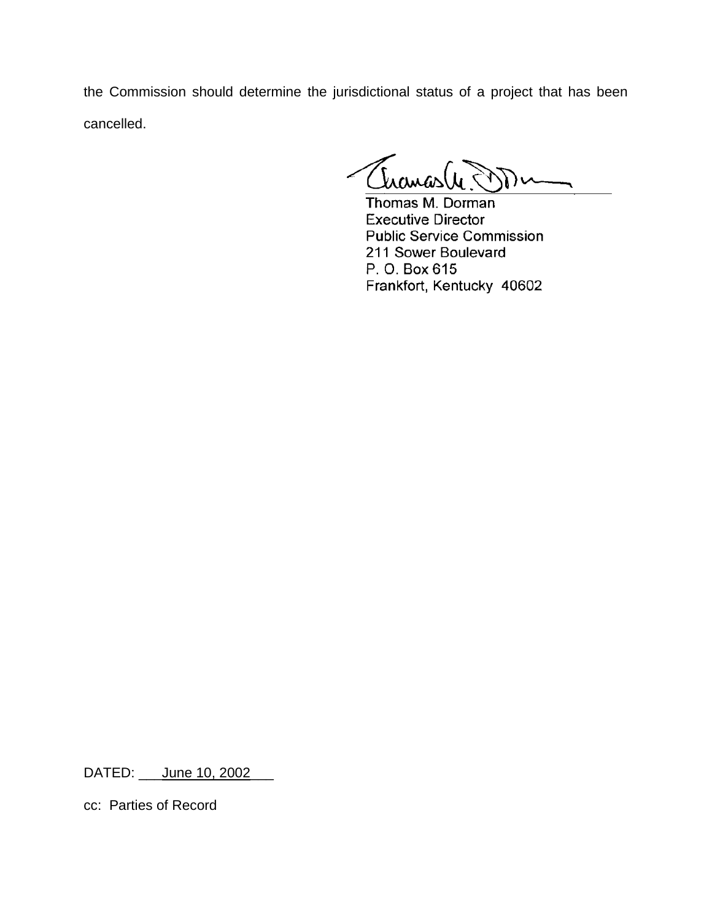the Commission should determine the jurisdictional status of a project that has been cancelled.

Thomas M. Dorman
Executive Director
Public Service Commission
211 Sower Boulevard
P. O. Box 615
Frankfort, Kentucky 40602

DATED: June 10, 2002

cc: Parties of Record